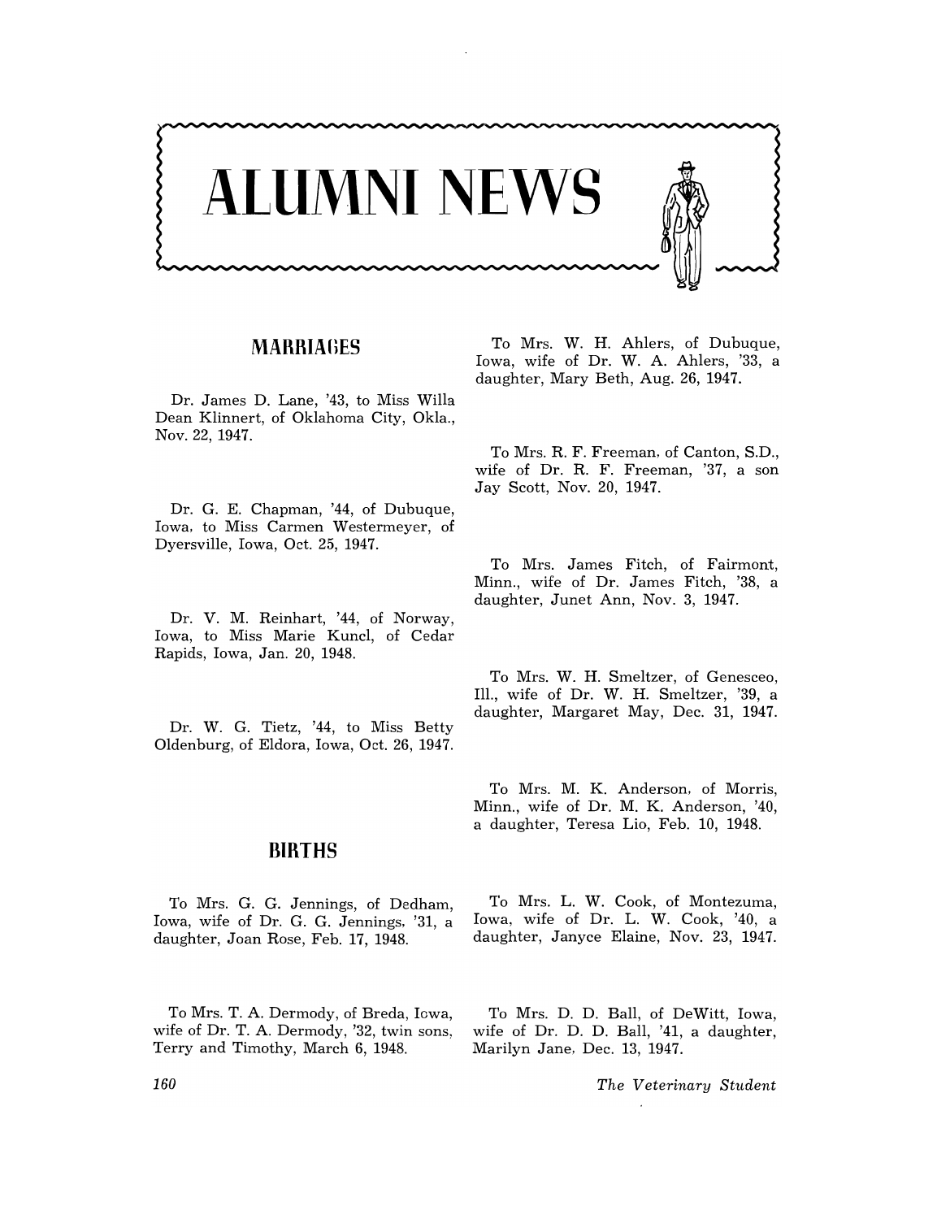# ALUMNI NEWS

## MARRIAGES

Dr. James D. Lane, '43, to Miss Willa Dean Klinnert, of Oklahoma City, Okla., Nov. 22, 1947.

Dr. G. E. Chapman, '44, of Dubuque, Iowa, to Miss Carmen Westermeyer, of Dyersville, Iowa, Oct. 25, 1947.

Dr. V. M. Reinhart, '44, of Norway, Iowa, to Miss Marie Kuncl, of Cedar Rapids, Iowa, Jan. 20, 1948.

Dr. W. G. Tietz, '44, to Miss Betty Oldenburg, of Eldora, Iowa, Oct. 26, 1947.

## BIRTHS

To Mrs. G. G. Jennings, of Dedham, Iowa, wife of Dr. G. G. Jennings, '31, a daughter, Joan Rose, Feb. 17, 1948.

To Mrs. T. A. Dermody, of Breda, Iowa, wife of Dr. T. A. Dermody, '32, twin sons, Terry and Timothy, March 6, 1948.

To Mrs. W. H. Ahlers, of Dubuque, Iowa, wife of Dr. W. A. Ahlers, '33, a daughter, Mary Beth, Aug. 26, 1947.

To Mrs. R. F. Freeman, of Canton, S.D., wife of Dr. R. F. Freeman, '37, a son Jay Scott, Nov. 20, 1947.

To Mrs. James Fitch, of Fairmont, Minn., wife of Dr. James Fitch, '38, a daughter, Junet Ann, Nov. 3, 1947.

To Mrs. W. H. Smeltzer, of Genesceo, Ill., wife of Dr. W. H. Smeltzer, '39, a daughter, Margaret May, Dec. 31, 1947.

To Mrs. M. K. Anderson, of Morris, Minn., wife of Dr. M. K. Anderson, '40, a daughter, Teresa Lio, Feb. 10, 1948.

To Mrs. L. W. Cook, of Montezuma, Iowa, wife of Dr. L. W. Cook, '40, a daughter, Janyce Elaine, Nov. 23, 1947.

To Mrs. D. D. Ball, of DeWitt, Iowa, wife of Dr. D. D. Ball, '41, a daughter, Marilyn Jane, Dec. 13, 1947.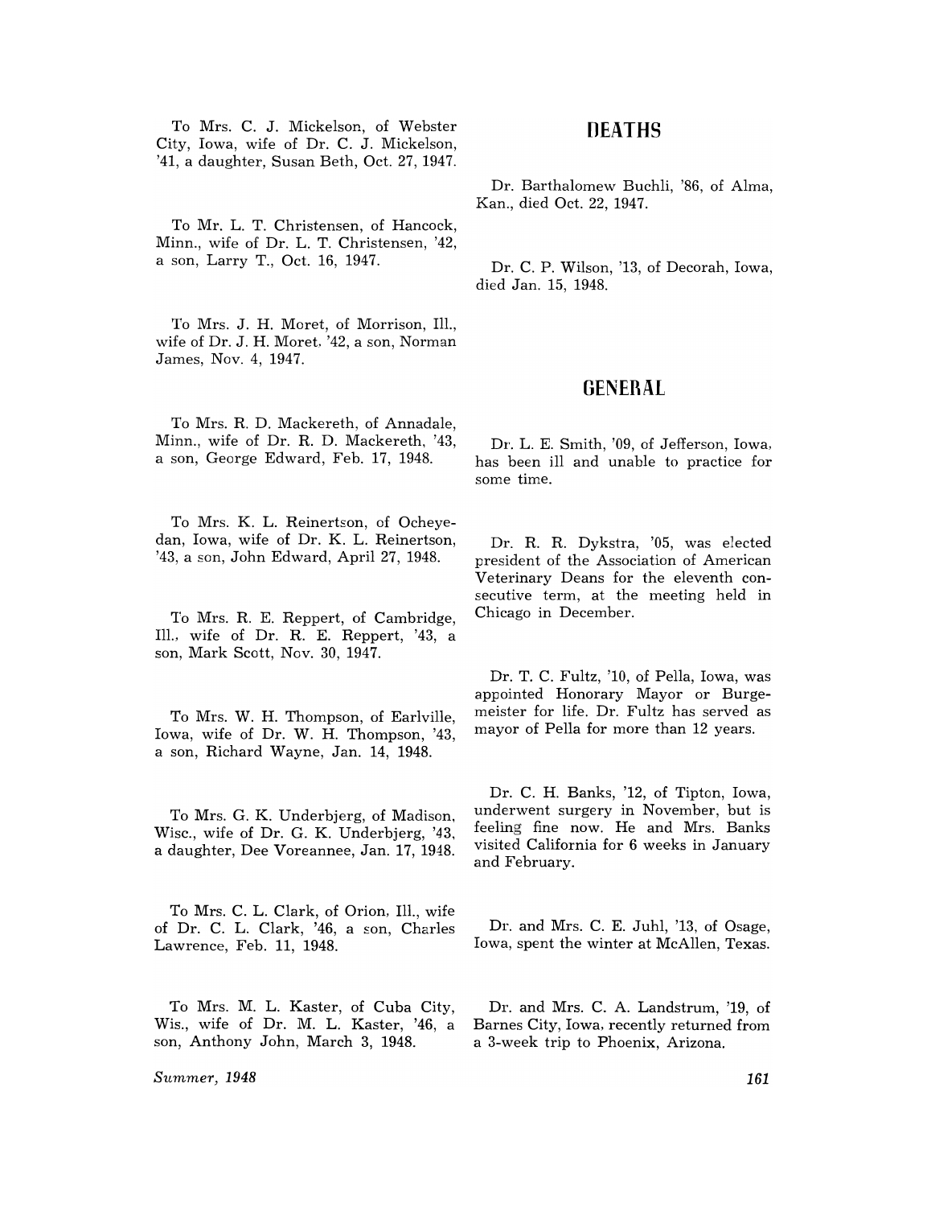To Mrs. C. J. Mickelson, of Webster City, Iowa, wife of Dr. C. J. Mickelson, '41, a daughter, Susan Beth, Oct. 27, 1947.

To Mr. L. T. Christensen, of Hancock, Minn., wife of Dr. L. T. Christensen, '42, a son, Larry T., Oct. 16, 1947.

To Mrs. J. H. Moret, of Morrison, Ill., wife of Dr. J. H. Moret, '42, a son, Norman James, Nov. 4, 1947.

To Mrs. R. D. Mackereth, of Annadale, Minn., wife of Dr. R. D. Mackereth, '43, a son, George Edward, Feb. 17, 1948.

To Mrs. K. L. Reinertson, of Ocheyedan, Iowa, wife of Dr. K. L. Reinertson, '43, a son, John Edward, April 27, 1948.

To Mrs. R. E. Reppert, of Cambridge, Ill., wife of Dr. R. E. Reppert, '43, a son, Mark Scott, Nov. 30, 1947.

To Mrs. W. H. Thompson, of Earlville, Iowa, wife of Dr. W. H. Thompson, '43, a son, Richard Wayne, Jan. 14, 1948.

To Mrs. G. K. Underbjerg, of Madison, Wisc., wife of Dr. G. K. Underbjerg, '43, a daughter, Dee Voreannee, Jan. 17, 1948.

To Mrs. C. L. Clark, of Orion, Ill., wife of Dr. C. L. Clark, '46, a son, Charles Lawrence, Feb. 11, 1948.

To Mrs. M. L. Kaster, of Cuba City, Wis., wife of Dr. M. L. Kaster, '46, a son, Anthony John, March 3, 1948.

## DEATHS

Dr. Barthalomew Buchli, '86, of Alma, Kan., died Oct. 22, 1947.

Dr. C. P. Wilson, '13, of Decorah, Iowa, died Jan. 15, 1948.

## GENERAL

Dr. L. E. Smith, '09, of Jefferson, Iowa, has been ill and unable to practice for some time.

Dr. R. R. Dykstra, '05, was elected president of the Association of American Veterinary Deans for the eleventh consecutive term, at the meeting held in Chicago in December.

Dr. T. C. Fultz, '10, of Pella, Iowa, was appointed Honorary Mayor or Burgemeister for life. Dr. Fultz has served as mayor of Pella for more than 12 years.

Dr. C. H. Banks, '12, of Tipton, Iowa, underwent surgery in November, but is feeling fine now. He and Mrs. Banks visited California for 6 weeks in January and February.

Dr. and Mrs. C. E. Juhl, '13, of Osage, Iowa, spent the winter at McAllen, Texas.

Dr. and Mrs. C. A. Landstrum, '19, of Barnes City, Iowa, recently returned from a 3-week trip to Phoenix, Arizona.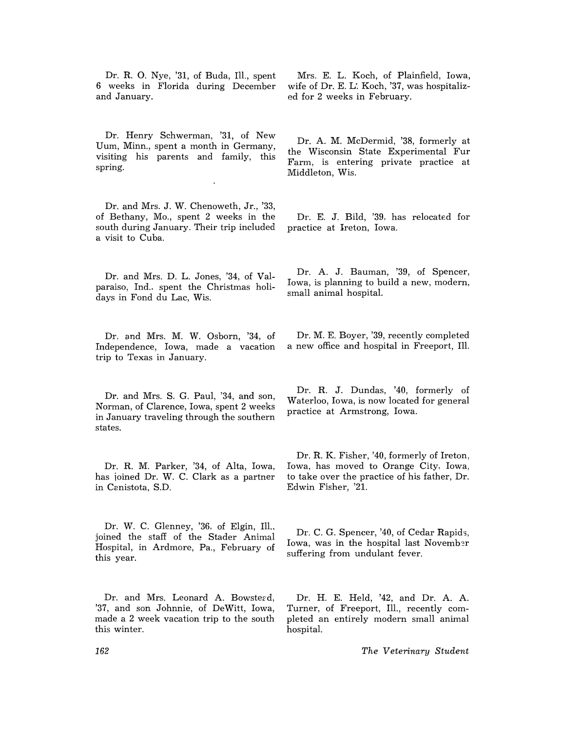Dr. R. O. Nye, '31, of Buda, Ill., spent 6 weeks in Florida during December and January.

Dr. Henry Schwerman, '31, of New Uum, Minn., spent a month in Germany, visiting his parents and family, this spring.

Dr. and Mrs. J. W. Chenoweth, Jr., '33, of Bethany, Mo., spent 2 weeks in the south during January. Their trip included a visit to Cuba.

Dr. and Mrs. D. L. Jones, '34, of Valparaiso, Ind., spent the Christmas holidays in Fond du Lac, Wis.

Dr. and Mrs. M. W. Osborn, '34, of Independence, Iowa, made a vacation trip to Texas in January.

Dr. and Mrs. S. G. Paul, '34, and son, Norman, of Clarence, Iowa, spent 2 weeks in January traveling through the southern states.

Dr. R. M. Parker, '34, of Alta, Iowa, has joined Dr. W. C. Clark as a partner in Canistota, S.D.

Dr. W. C. Glenney, '36, of Elgin, Ill., joined the staff of the Stader Animal Hospital, in Ardmore, Pa., February of this year.

Dr. and Mrs. Leonard A. Bowstead, '37, and son Johnnie, of DeWitt, Iowa, made a 2 week vacation trip to the south this winter.

Mrs. E. L. Koch, of Plainfield, Iowa, wife of Dr. E. L. Koch, '37, was hospitalized for 2 weeks in February.

Dr. A. M. McDermid, '38, formerly at the Wisconsin State Experimental Fur Farm, is entering private practice at Middleton, Wis.

Dr. E. J. Bild, '39, has relocated for practice at Ireton, Iowa.

Dr. A. J. Bauman, '39, of Spencer, Iowa, is planning to build a new, modern, small animal hospital.

Dr. M. E. Boyer, '39, recently completed a new office and hospital in Freeport, Ill.

Dr. R. J. Dundas, '40, formerly of Waterloo, Iowa, is now located for general practice at Armstrong, Iowa.

Dr. R. K. Fisher, '40, formerly of Ireton, Iowa, has moved to Orange City, Iowa, to take over the practice of his father, Dr. Edwin Fisher, '21.

Dr. C. G. Spencer, '40, of Cedar Rapids, Iowa, was in the hospital last November suffering from undulant fever.

Dr. H. E. Held, '42, and Dr. A. A. Turner, of Freeport, Ill., recently completed an entirely modern small animal hospital.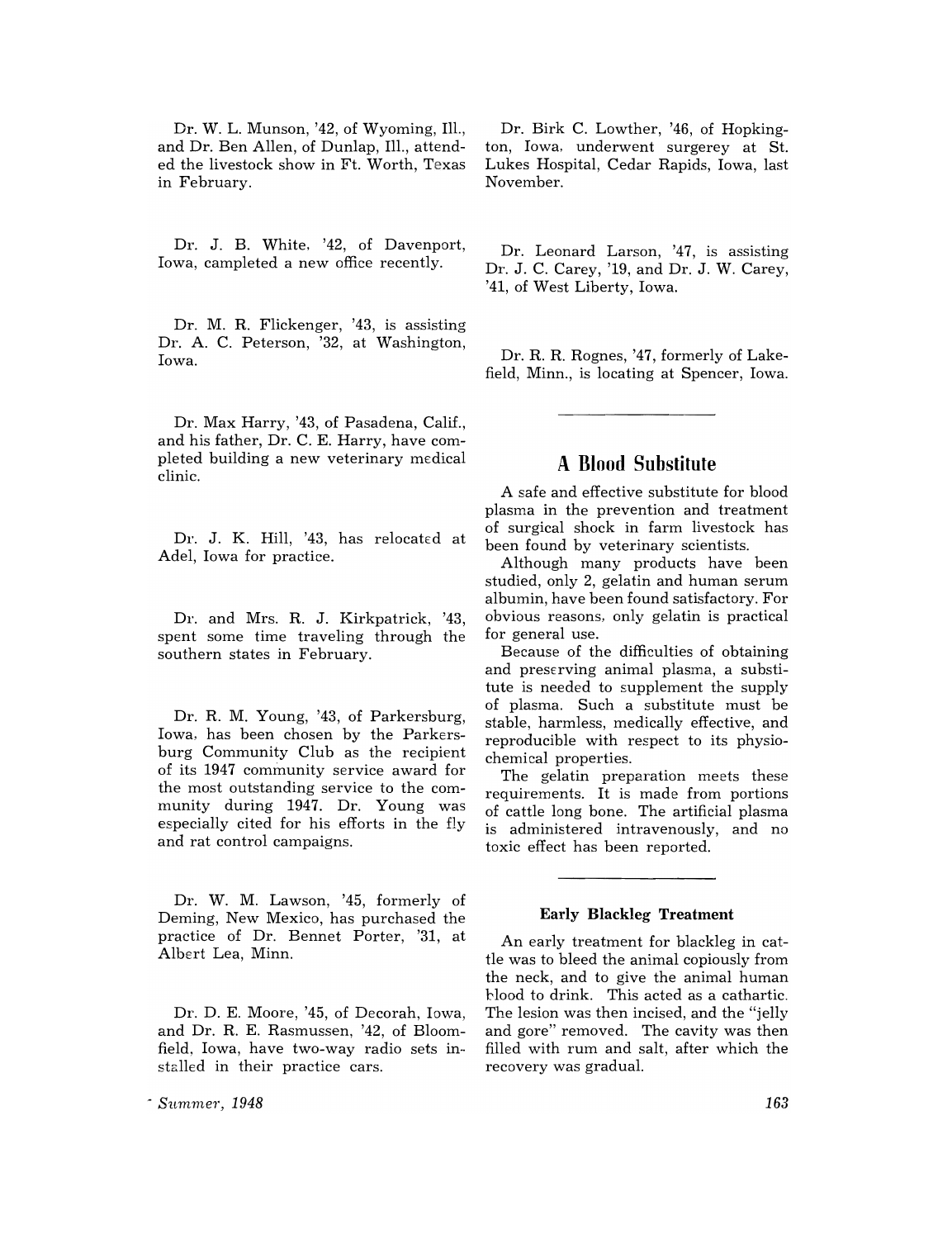Dr. W. L. Munson, '42, of Wyoming, Ill., and Dr. Ben Allen, of Dunlap, Ill., attended the livestock show in Ft. Worth, Texas in February.

Dr. J. B. White, '42, of Davenport, Iowa, campleted a new office recently.

Dr. M. R. Flickenger, '43, is assisting Dr. A. C. Peterson, '32, at Washington, Iowa.

Dr. Max Harry, '43, of Pasadena, Calif., and his father, Dr. C. E. Harry, have completed building a new veterinary medical clinic.

Dr. J. K. Hill, '43, has relocated at Adel, Iowa for practice.

Dr. and Mrs. R. J. Kirkpatrick, '43, spent some time traveling through the southern states in February.

Dr. R. M. Young, '43, of Parkersburg, Iowa, has been chosen by the Parkersburg Community Club as the recipient of its 1947 community service award for the most outstanding service to the community during 1947. Dr. Young was especially cited for his efforts in the fly and rat control campaigns.

Dr. W. M. Lawson, '45, formerly of Deming, New Mexico, has purchased the practice of Dr. Bennet Porter, '31, at Albert Lea, Minn.

Dr. D. E. Moore, '45, of Decorah, Iowa, and Dr. R. E. Rasmussen, '42, of Bloomfield, Iowa, have two-way radio sets installed in their practice cars.

Dr. Birk C. Lowther, '46, of Hopkington, Iowa, underwent surgerey at St. Lukes Hospital, Cedar Rapids, Iowa, last November.

Dr. Leonard Larson, '47, is assisting Dr. J. C. Carey, '19, and Dr. J. W. Carey, '41, of West Liberty, Iowa.

Dr. R. R. Rognes, '47, formerly of Lakefield, Minn., is locating at Spencer, Iowa.

## A Blood Substitute

A safe and effective substitute for blood plasma in the prevention and treatment of surgical shock in farm livestock has been found by veterinary scientists.

Although many products have been studied, only 2, gelatin and human serum albumin, have been found satisfactory. For obvious reasons, only gelatin is practical for general use.

Because of the difficulties of obtaining and preserving animal plasma, a substitute is needed to supplement the supply of plasma. Such a substitute must be stable, harmless, medically effective, and reproducible with respect to its physiochemical properties.

The gelatin preparation meets these requirements. It is made from portions of cattle long bone. The artificial plasma is administered intravenously, and no toxic effect has been reported.

### Early Blackleg Treatment

An early treatment for blackleg in cattle was to bleed the animal copiously from the neck, and to give the animal human blood to drink. This acted as a cathartic. The lesion was then incised, and the "jelly and gore" removed. The cavity was then filled with rum and salt, after which the recovery was gradual.